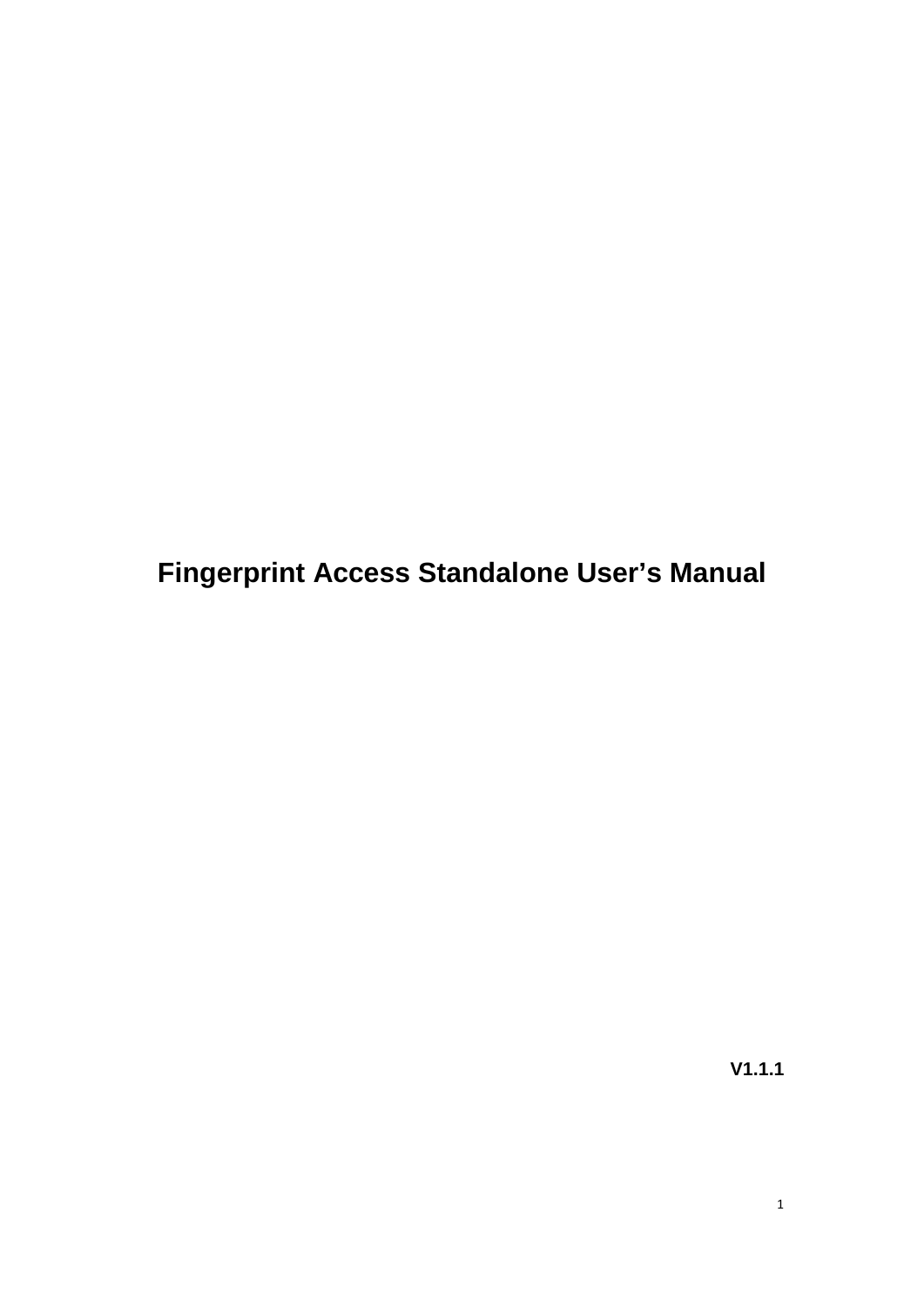# Fingerprint Access Standalone User's Manual

**V1.1.1**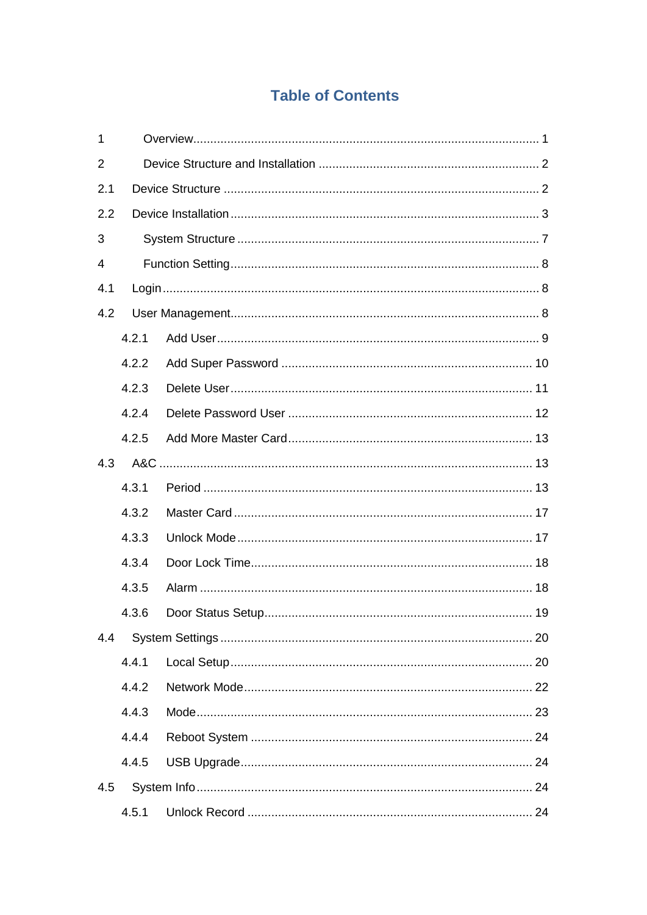# Table of Contents

1 Overview ........................................................ 1

2 Device Structure and Installation ........................................................ 2

2.1 Device Structure ........................................................ 2

2.2 Device Installation ........................................................ 3

3 System Structure ........................................................ 7

4 Function Setting ........................................................ 8

4.1 Login ........................................................ 8

4.2 User Management ........................................................ 8

- 4.2.1 Add User ........................................................ 9
- 4.2.2 Add Super Password ........................................................ 10
- 4.2.3 Delete User ........................................................ 11
- 4.2.4 Delete Password User ........................................................ 12
- 4.2.5 Add More Master Card ........................................................ 13

4.3 A&C ........................................................ 13

- 4.3.1 Period ........................................................ 13
- 4.3.2 Master Card ........................................................ 17
- 4.3.3 Unlock Mode ........................................................ 17
- 4.3.4 Door Lock Time ........................................................ 18
- 4.3.5 Alarm ........................................................ 18
- 4.3.6 Door Status Setup ........................................................ 19

4.4 System Settings ........................................................ 20

- 4.4.1 Local Setup ........................................................ 20
- 4.4.2 Network Mode ........................................................ 22
- 4.4.3 Mode ........................................................ 23
- 4.4.4 Reboot System ........................................................ 24
- 4.4.5 USB Upgrade ........................................................ 24

4.5 System Info ........................................................ 24

- 4.5.1 Unlock Record ........................................................ 24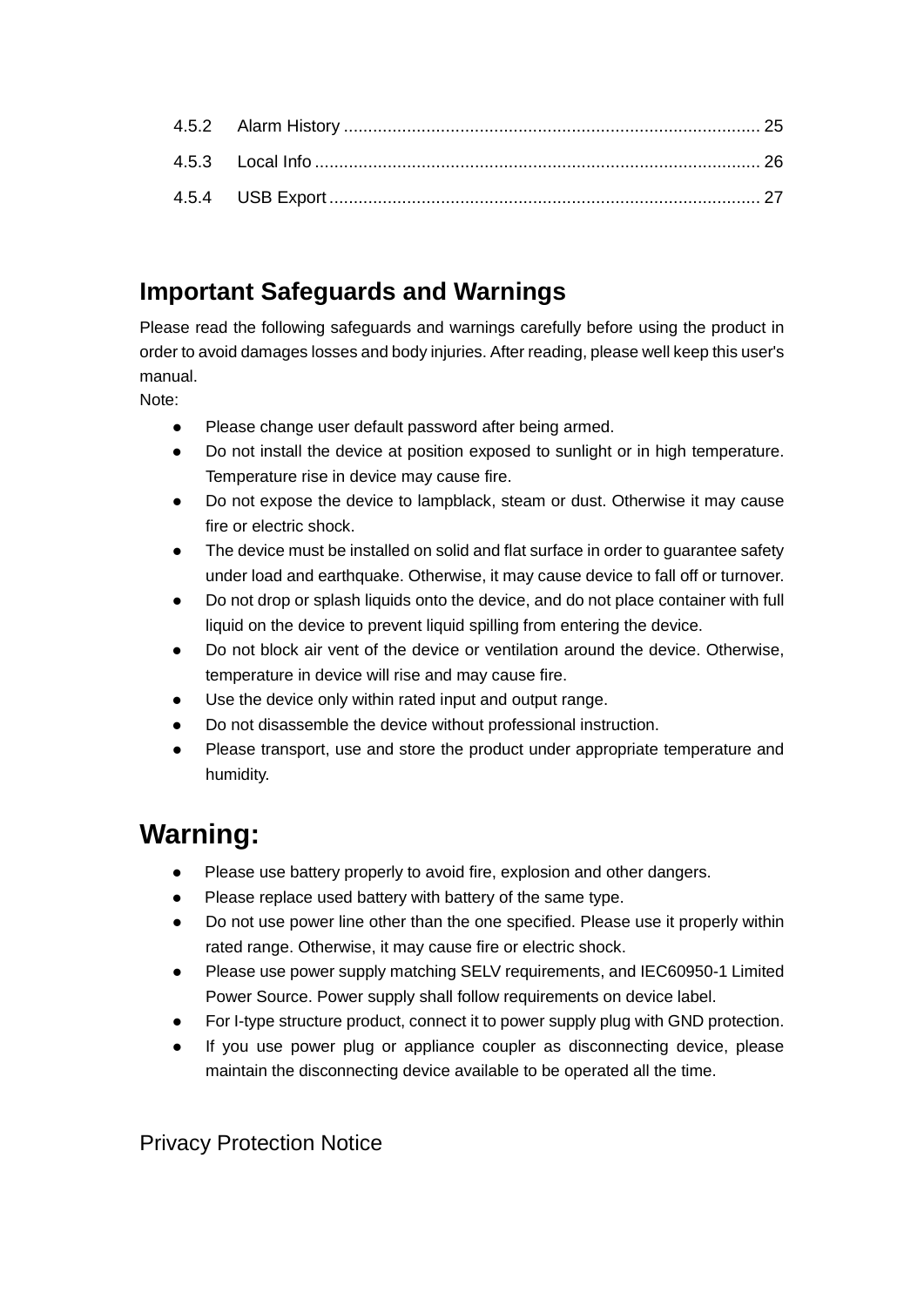4.5.2 Alarm History ........................................................................................ 25

4.5.3 Local Info ............................................................................................... 26

4.5.4 USB Export ............................................................................................ 27

# Important Safeguards and Warnings

Please read the following safeguards and warnings carefully before using the product in order to avoid damages losses and body injuries. After reading, please well keep this user's manual.

Note:

- Please change user default password after being armed.
- Do not install the device at position exposed to sunlight or in high temperature. Temperature rise in device may cause fire.
- Do not expose the device to lampblack, steam or dust. Otherwise it may cause fire or electric shock.
- The device must be installed on solid and flat surface in order to guarantee safety under load and earthquake. Otherwise, it may cause device to fall off or turnover.
- Do not drop or splash liquids onto the device, and do not place container with full liquid on the device to prevent liquid spilling from entering the device.
- Do not block air vent of the device or ventilation around the device. Otherwise, temperature in device will rise and may cause fire.
- Use the device only within rated input and output range.
- Do not disassemble the device without professional instruction.
- Please transport, use and store the product under appropriate temperature and humidity.

# Warning:

- Please use battery properly to avoid fire, explosion and other dangers.
- Please replace used battery with battery of the same type.
- Do not use power line other than the one specified. Please use it properly within rated range. Otherwise, it may cause fire or electric shock.
- Please use power supply matching SELV requirements, and IEC60950-1 Limited Power Source. Power supply shall follow requirements on device label.
- For I-type structure product, connect it to power supply plug with GND protection.
- If you use power plug or appliance coupler as disconnecting device, please maintain the disconnecting device available to be operated all the time.

## Privacy Protection Notice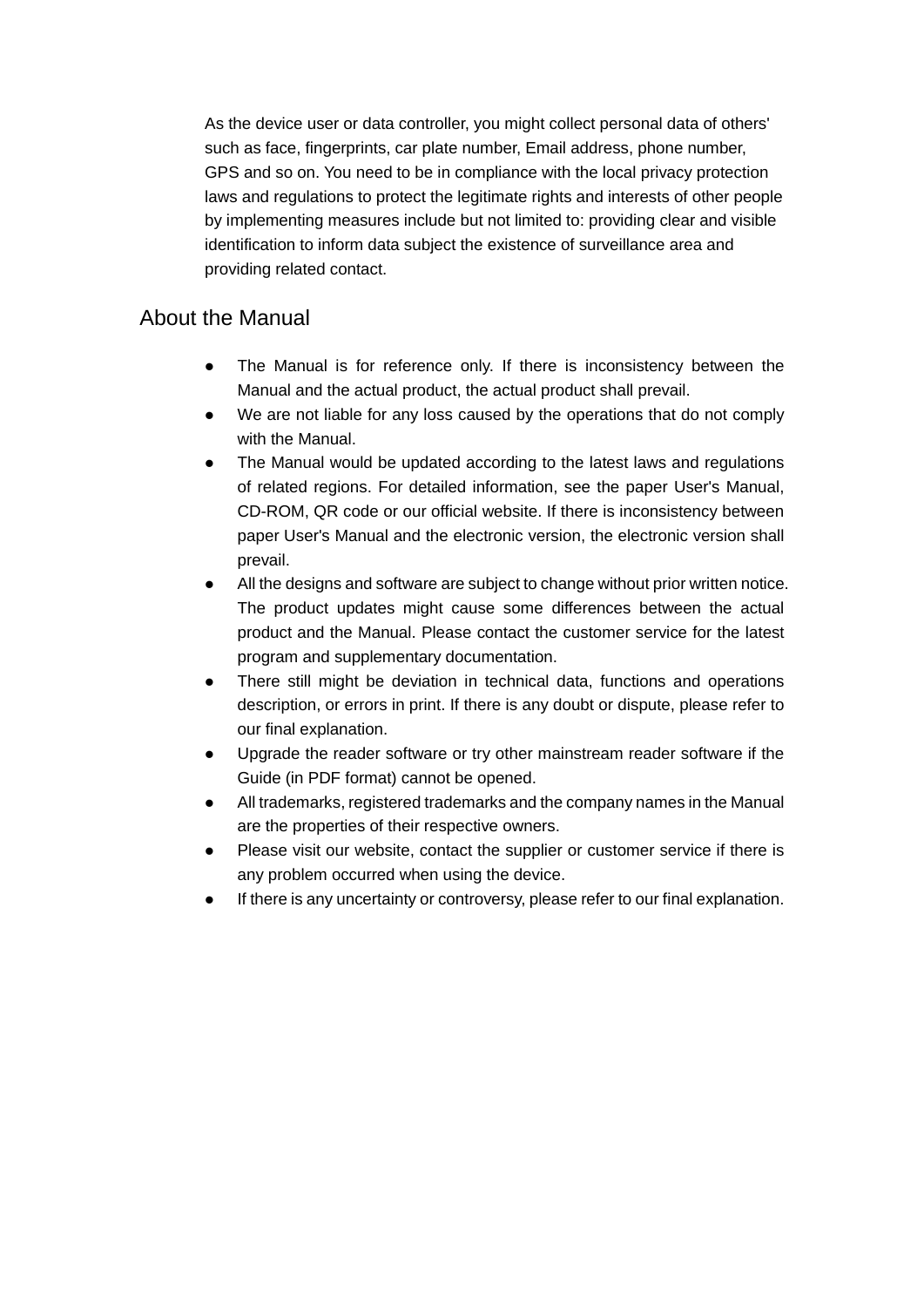As the device user or data controller, you might collect personal data of others' such as face, fingerprints, car plate number, Email address, phone number, GPS and so on. You need to be in compliance with the local privacy protection laws and regulations to protect the legitimate rights and interests of other people by implementing measures include but not limited to: providing clear and visible identification to inform data subject the existence of surveillance area and providing related contact.

## About the Manual

- The Manual is for reference only. If there is inconsistency between the Manual and the actual product, the actual product shall prevail.
- We are not liable for any loss caused by the operations that do not comply with the Manual.
- The Manual would be updated according to the latest laws and regulations of related regions. For detailed information, see the paper User's Manual, CD-ROM, QR code or our official website. If there is inconsistency between paper User's Manual and the electronic version, the electronic version shall prevail.
- All the designs and software are subject to change without prior written notice. The product updates might cause some differences between the actual product and the Manual. Please contact the customer service for the latest program and supplementary documentation.
- There still might be deviation in technical data, functions and operations description, or errors in print. If there is any doubt or dispute, please refer to our final explanation.
- Upgrade the reader software or try other mainstream reader software if the Guide (in PDF format) cannot be opened.
- All trademarks, registered trademarks and the company names in the Manual are the properties of their respective owners.
- Please visit our website, contact the supplier or customer service if there is any problem occurred when using the device.
- If there is any uncertainty or controversy, please refer to our final explanation.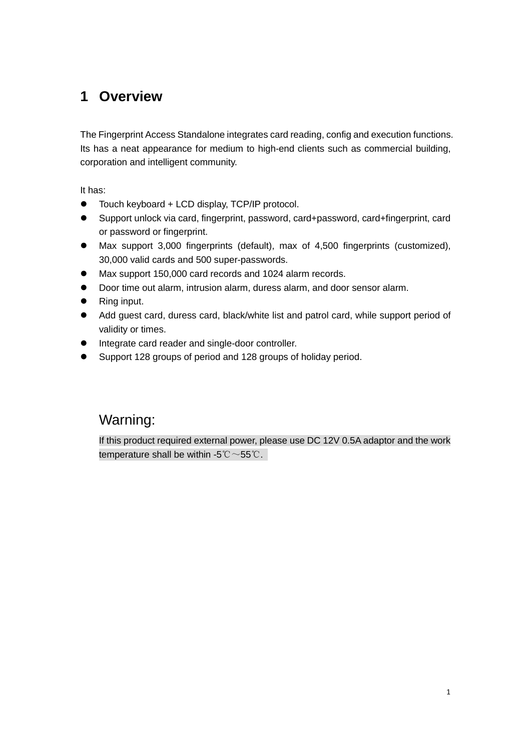# 1 Overview

The Fingerprint Access Standalone integrates card reading, config and execution functions. Its has a neat appearance for medium to high-end clients such as commercial building, corporation and intelligent community.

It has:

- Touch keyboard + LCD display, TCP/IP protocol.
- Support unlock via card, fingerprint, password, card+password, card+fingerprint, card or password or fingerprint.
- Max support 3,000 fingerprints (default), max of 4,500 fingerprints (customized), 30,000 valid cards and 500 super-passwords.
- Max support 150,000 card records and 1024 alarm records.
- Door time out alarm, intrusion alarm, duress alarm, and door sensor alarm.
- Ring input.
- Add guest card, duress card, black/white list and patrol card, while support period of validity or times.
- Integrate card reader and single-door controller.
- Support 128 groups of period and 128 groups of holiday period.

Warning:

If this product required external power, please use DC 12V 0.5A adaptor and the work temperature shall be within -5℃～55℃.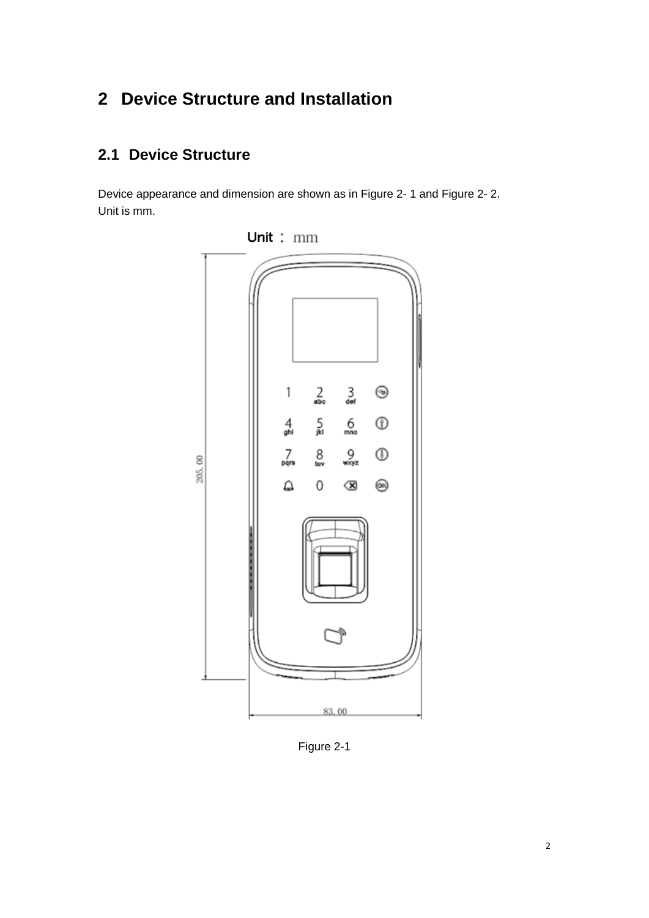# 2 Device Structure and Installation

## 2.1 Device Structure

Device appearance and dimension are shown as in Figure 2- 1 and Figure 2- 2.
Unit is mm.

Figure 2-1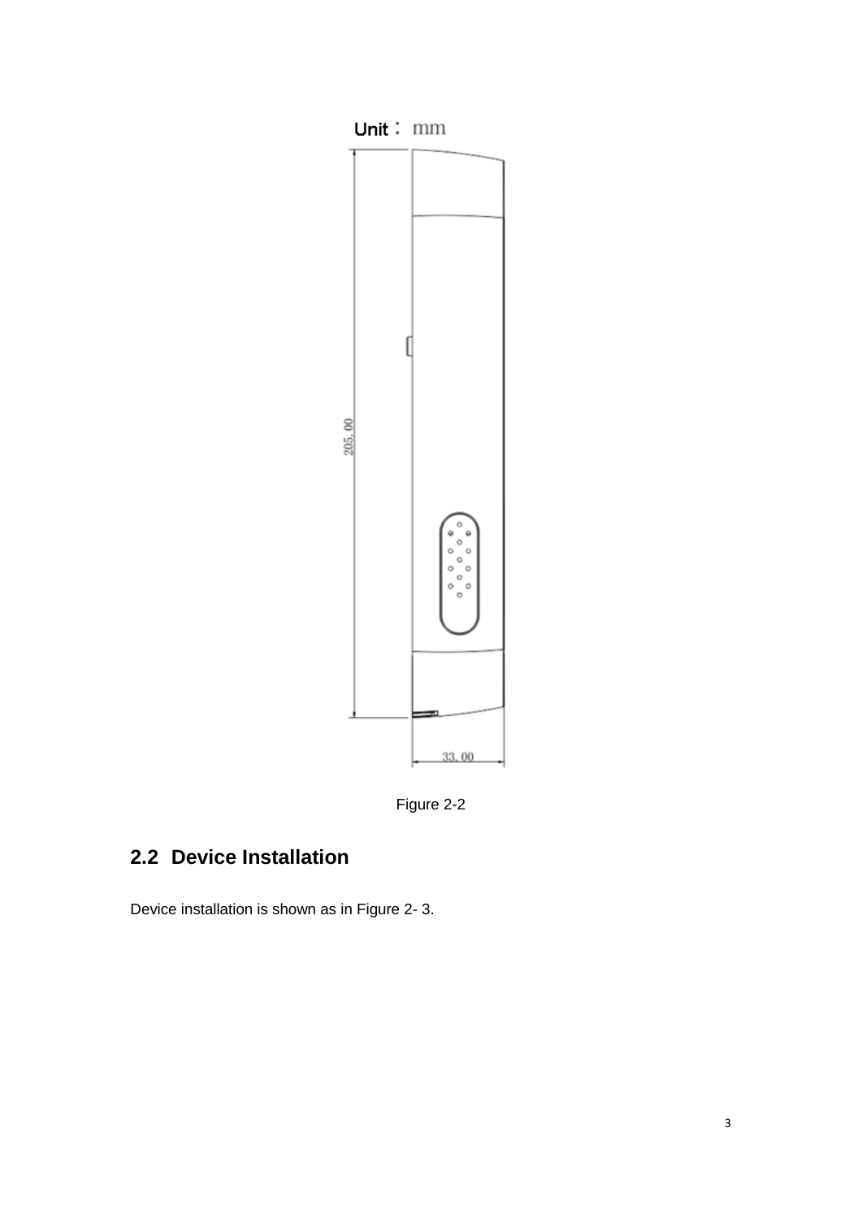Figure 2-2

## 2.2 Device Installation

Device installation is shown as in Figure 2- 3.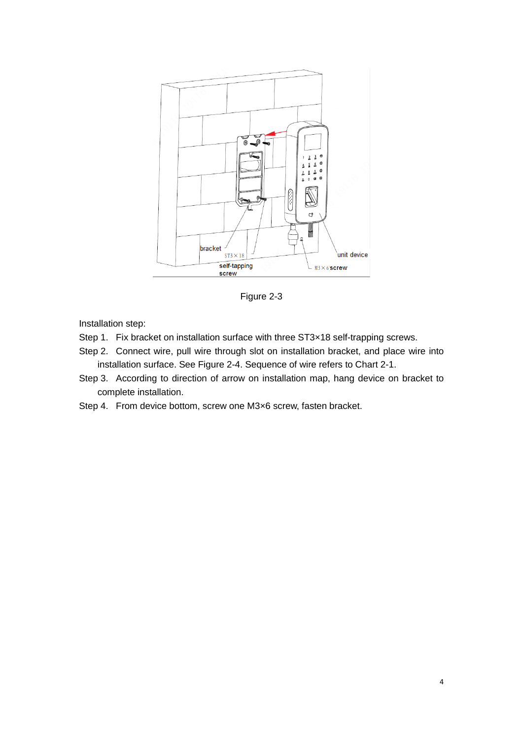Figure 2-3

Installation step:

Step 1. Fix bracket on installation surface with three ST3×18 self-trapping screws.

Step 2. Connect wire, pull wire through slot on installation bracket, and place wire into installation surface. See Figure 2-4. Sequence of wire refers to Chart 2-1.

Step 3. According to direction of arrow on installation map, hang device on bracket to complete installation.

Step 4. From device bottom, screw one M3×6 screw, fasten bracket.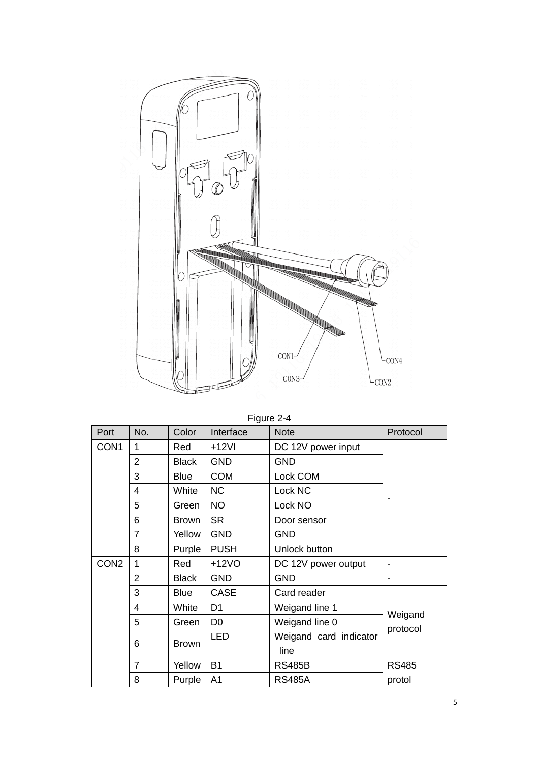Figure 2-4

| Port | No. | Color | Interface | Note | Protocol |
|---|---|---|---|---|---|
| CON1 | 1 | Red | +12VI | DC 12V power input | - |
| | 2 | Black | GND | GND | |
| | 3 | Blue | COM | Lock COM | |
| | 4 | White | NC | Lock NC | |
| | 5 | Green | NO | Lock NO | |
| | 6 | Brown | SR | Door sensor | |
| | 7 | Yellow | GND | GND | |
| | 8 | Purple | PUSH | Unlock button | |
| CON2 | 1 | Red | +12VO | DC 12V power output | - |
| | 2 | Black | GND | GND | - |
| | 3 | Blue | CASE | Card reader | Weigand protocol |
| | 4 | White | D1 | Weigand line 1 | |
| | 5 | Green | D0 | Weigand line 0 | |
| | 6 | Brown | LED | Weigand card indicator line | |
| | 7 | Yellow | B1 | RS485B | RS485 protol |
| | 8 | Purple | A1 | RS485A | |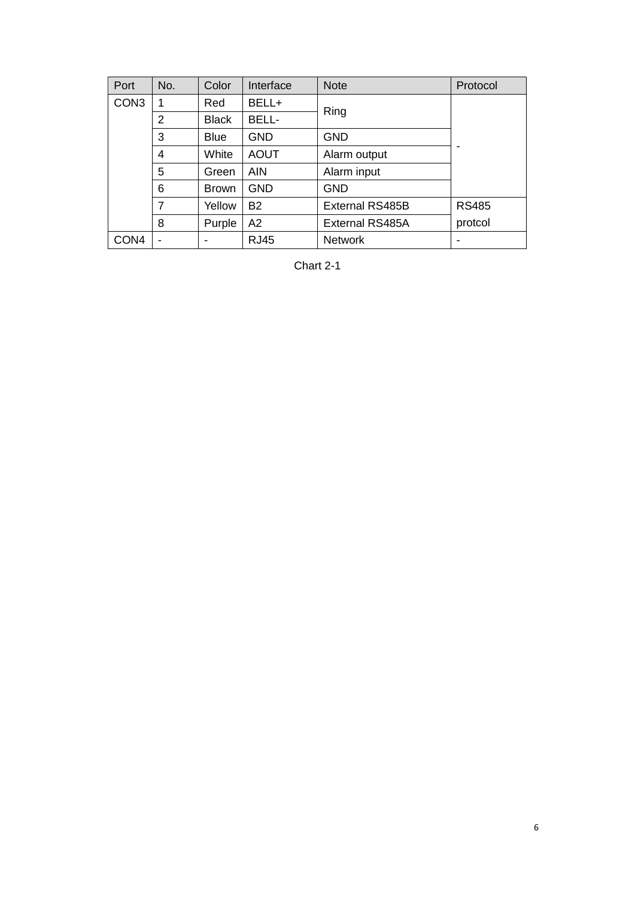| Port | No. | Color | Interface | Note | Protocol |
|---|---|---|---|---|---|
| CON3 | 1 | Red | BELL+ | Ring | - |
| | 2 | Black | BELL- | | |
| | 3 | Blue | GND | GND | |
| | 4 | White | AOUT | Alarm output | |
| | 5 | Green | AIN | Alarm input | |
| | 6 | Brown | GND | GND | |
| | 7 | Yellow | B2 | External RS485B | RS485 protcol |
| | 8 | Purple | A2 | External RS485A | |
| CON4 | - | - | RJ45 | Network | - |

Chart 2-1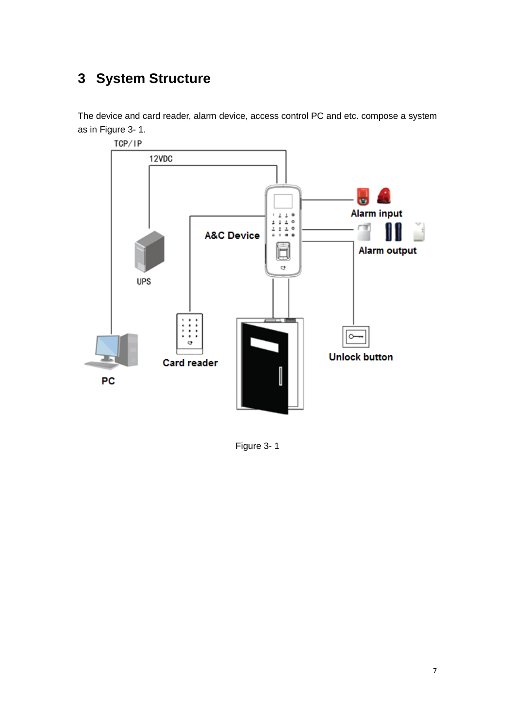# 3 System Structure

The device and card reader, alarm device, access control PC and etc. compose a system as in Figure 3- 1.

Figure 3- 1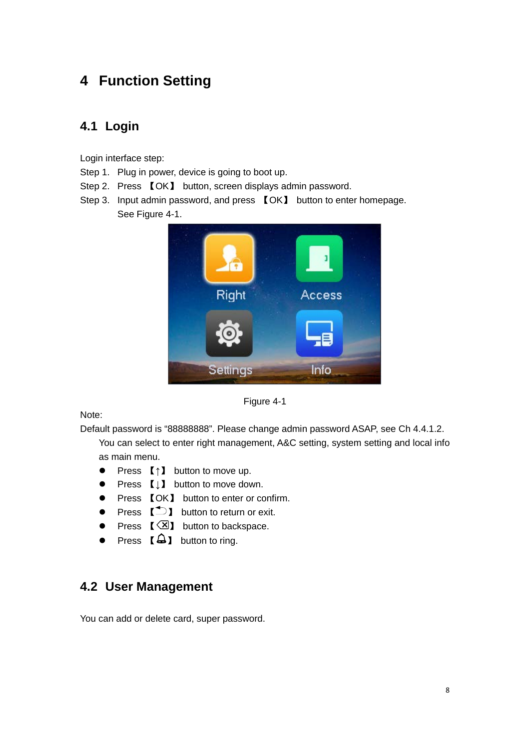# 4 Function Setting

## 4.1 Login

Login interface step:

Step 1. Plug in power, device is going to boot up.

Step 2. Press 【OK】 button, screen displays admin password.

Step 3. Input admin password, and press 【OK】 button to enter homepage. See Figure 4-1.

Figure 4-1

Note:

Default password is “88888888”. Please change admin password ASAP, see Ch 4.4.1.2.

You can select to enter right management, A&C setting, system setting and local info as main menu.

- Press 【↑】 button to move up.
- Press 【↓】 button to move down.
- Press 【OK】 button to enter or confirm.
- Press 【⮌】 button to return or exit.
- Press 【⌫】 button to backspace.
- Press 【🔔】 button to ring.

## 4.2 User Management

You can add or delete card, super password.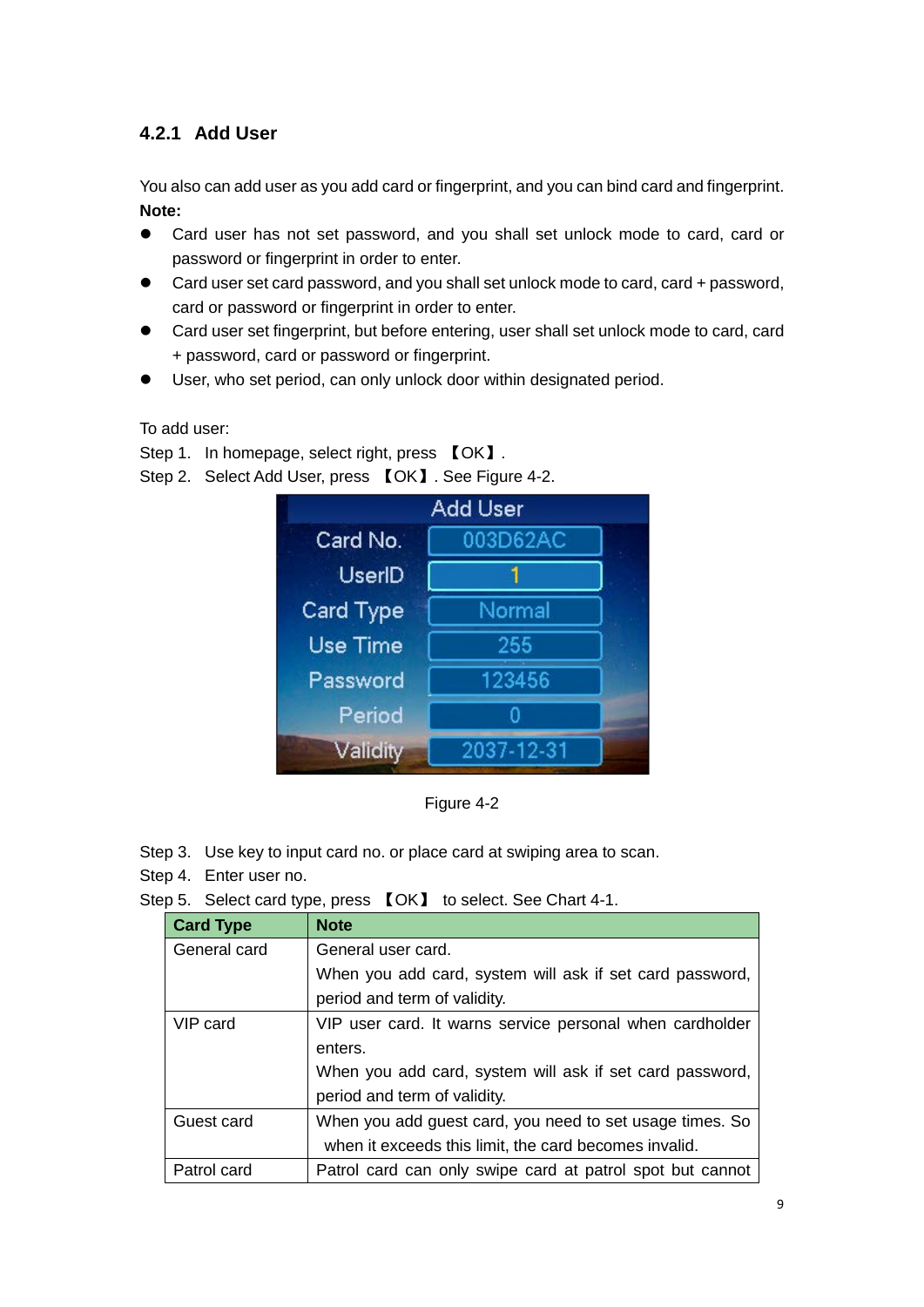### 4.2.1 Add User

You also can add user as you add card or fingerprint, and you can bind card and fingerprint.

**Note:**

- Card user has not set password, and you shall set unlock mode to card, card or password or fingerprint in order to enter.
- Card user set card password, and you shall set unlock mode to card, card + password, card or password or fingerprint in order to enter.
- Card user set fingerprint, but before entering, user shall set unlock mode to card, card + password, card or password or fingerprint.
- User, who set period, can only unlock door within designated period.

To add user:

Step 1. In homepage, select right, press 【OK】.

Step 2. Select Add User, press 【OK】. See Figure 4-2.

Figure 4-2

Step 3. Use key to input card no. or place card at swiping area to scan.

Step 4. Enter user no.

Step 5. Select card type, press 【OK】 to select. See Chart 4-1.

| Card Type | Note |
|---|---|
| General card | General user card.<br>When you add card, system will ask if set card password, period and term of validity. |
| VIP card | VIP user card. It warns service personal when cardholder enters.<br>When you add card, system will ask if set card password, period and term of validity. |
| Guest card | When you add guest card, you need to set usage times. So when it exceeds this limit, the card becomes invalid. |
| Patrol card | Patrol card can only swipe card at patrol spot but cannot |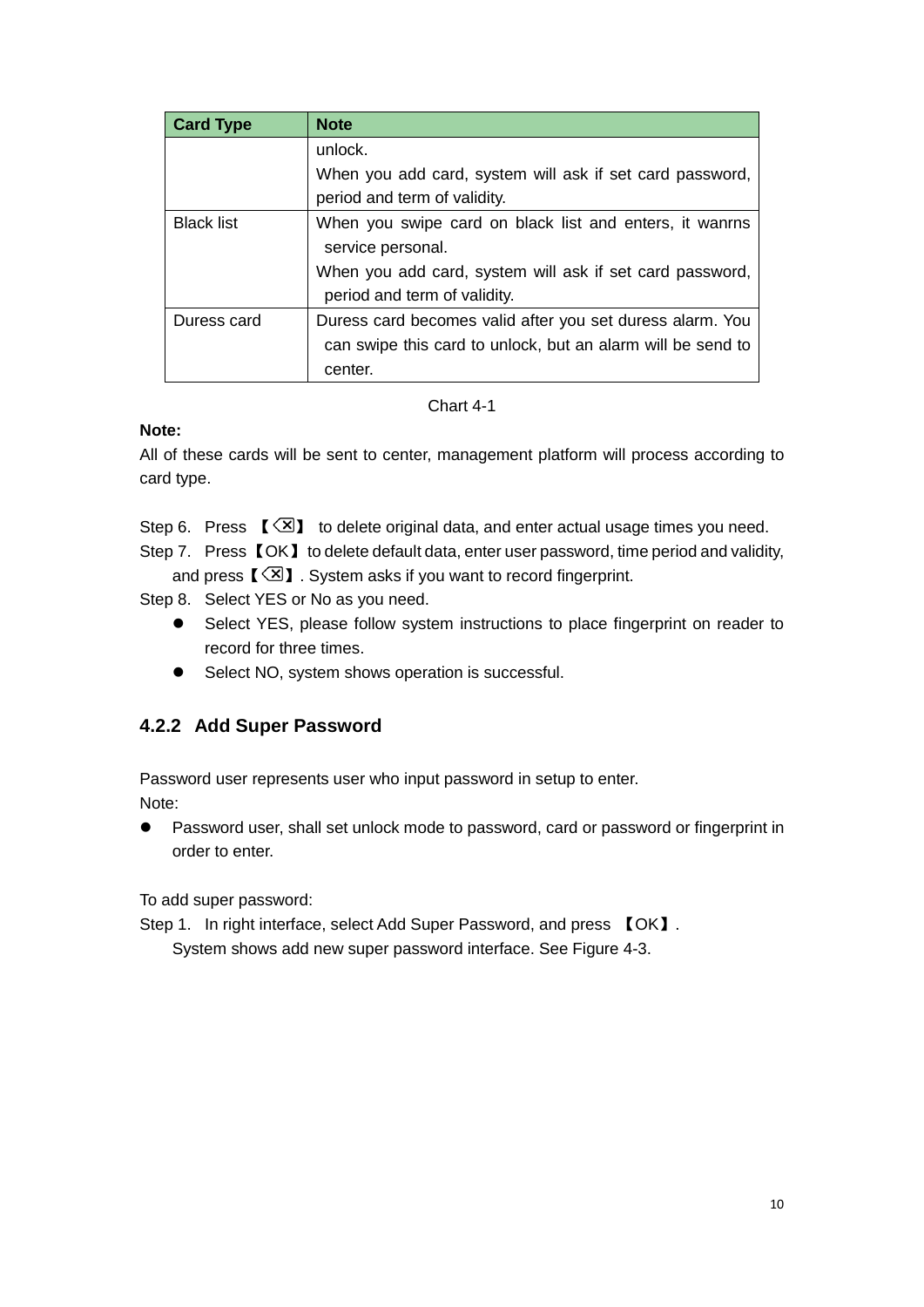| Card Type | Note |
|---|---|
| | unlock.<br>When you add card, system will ask if set card password, period and term of validity. |
| Black list | When you swipe card on black list and enters, it wanrns service personal.<br>When you add card, system will ask if set card password, period and term of validity. |
| Duress card | Duress card becomes valid after you set duress alarm. You can swipe this card to unlock, but an alarm will be send to center. |

Chart 4-1

**Note:**

All of these cards will be sent to center, management platform will process according to card type.

Step 6. Press 【⌫】 to delete original data, and enter actual usage times you need.

Step 7. Press【OK】to delete default data, enter user password, time period and validity, and press【⌫】. System asks if you want to record fingerprint.

Step 8. Select YES or No as you need.

- Select YES, please follow system instructions to place fingerprint on reader to record for three times.
- Select NO, system shows operation is successful.

### 4.2.2 Add Super Password

Password user represents user who input password in setup to enter.

Note:

- Password user, shall set unlock mode to password, card or password or fingerprint in order to enter.

To add super password:

Step 1. In right interface, select Add Super Password, and press 【OK】.

System shows add new super password interface. See Figure 4-3.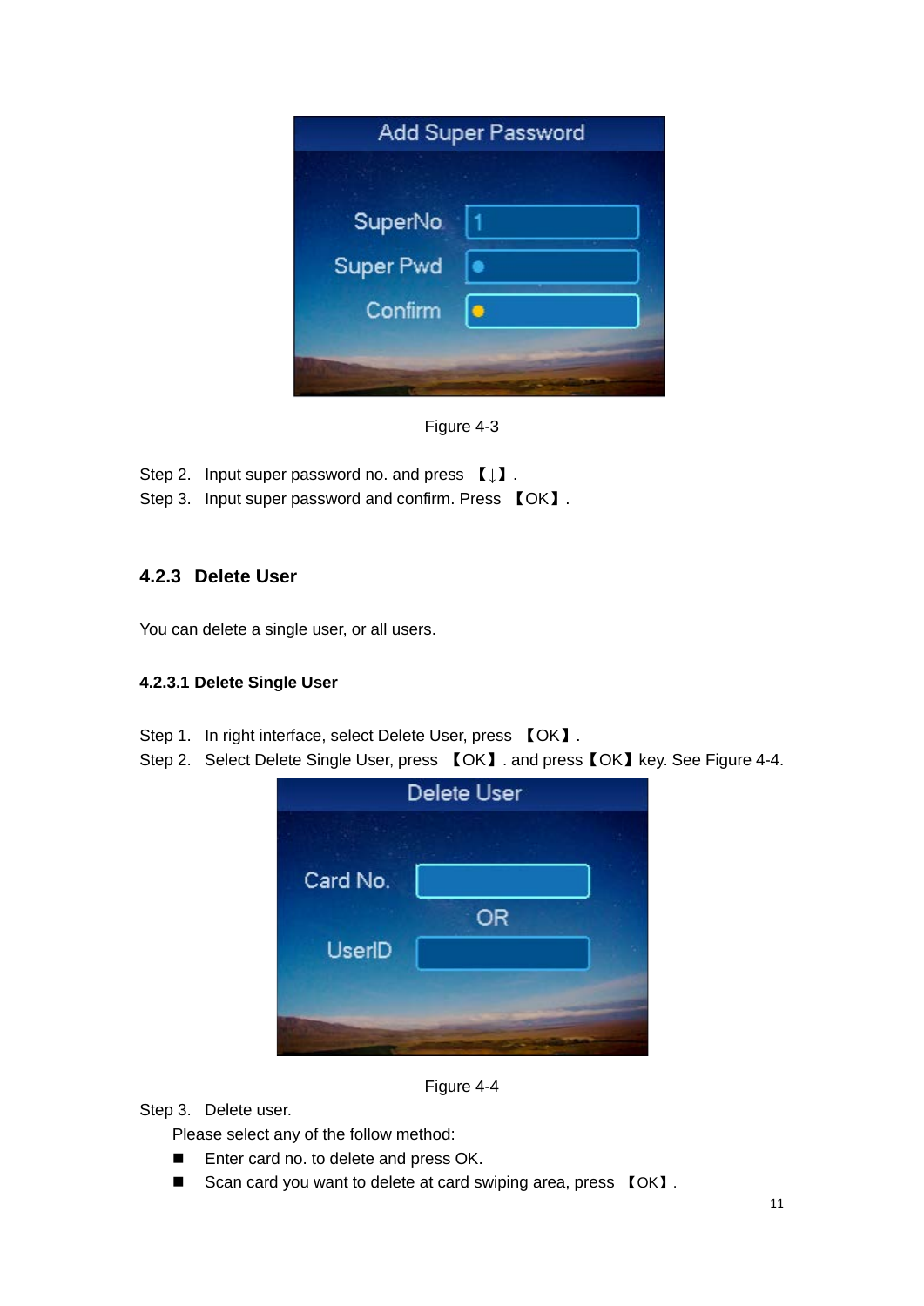Figure 4-3

Step 2. Input super password no. and press 【↓】.

Step 3. Input super password and confirm. Press 【OK】.

### 4.2.3 Delete User

You can delete a single user, or all users.

#### 4.2.3.1 Delete Single User

Step 1. In right interface, select Delete User, press 【OK】.

Step 2. Select Delete Single User, press 【OK】. and press【OK】key. See Figure 4-4.

Figure 4-4

Step 3. Delete user.

Please select any of the follow method:

- Enter card no. to delete and press OK.
- Scan card you want to delete at card swiping area, press 【OK】.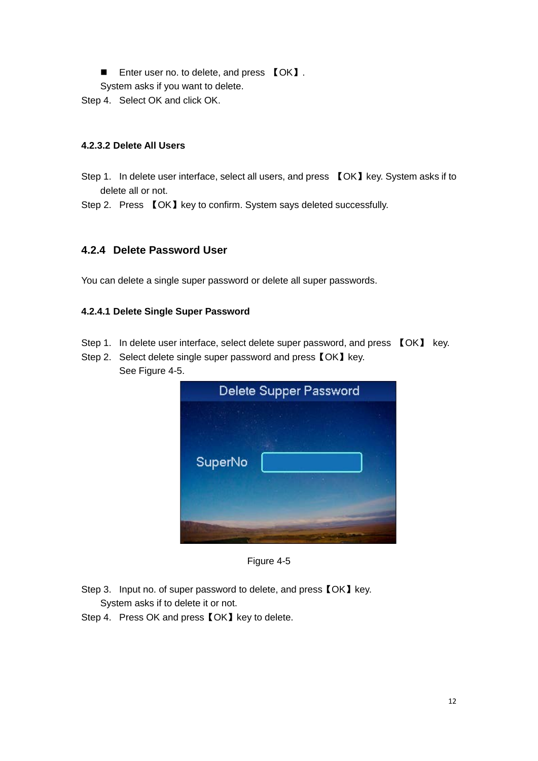- Enter user no. to delete, and press 【OK】.

 System asks if you want to delete.

Step 4. Select OK and click OK.

#### 4.2.3.2 Delete All Users

Step 1. In delete user interface, select all users, and press 【OK】key. System asks if to delete all or not.

Step 2. Press 【OK】key to confirm. System says deleted successfully.

### 4.2.4 Delete Password User

You can delete a single super password or delete all super passwords.

#### 4.2.4.1 Delete Single Super Password

Step 1. In delete user interface, select delete super password, and press 【OK】 key.

Step 2. Select delete single super password and press【OK】key.
See Figure 4-5.

Figure 4-5

Step 3. Input no. of super password to delete, and press【OK】key.
System asks if to delete it or not.

Step 4. Press OK and press【OK】key to delete.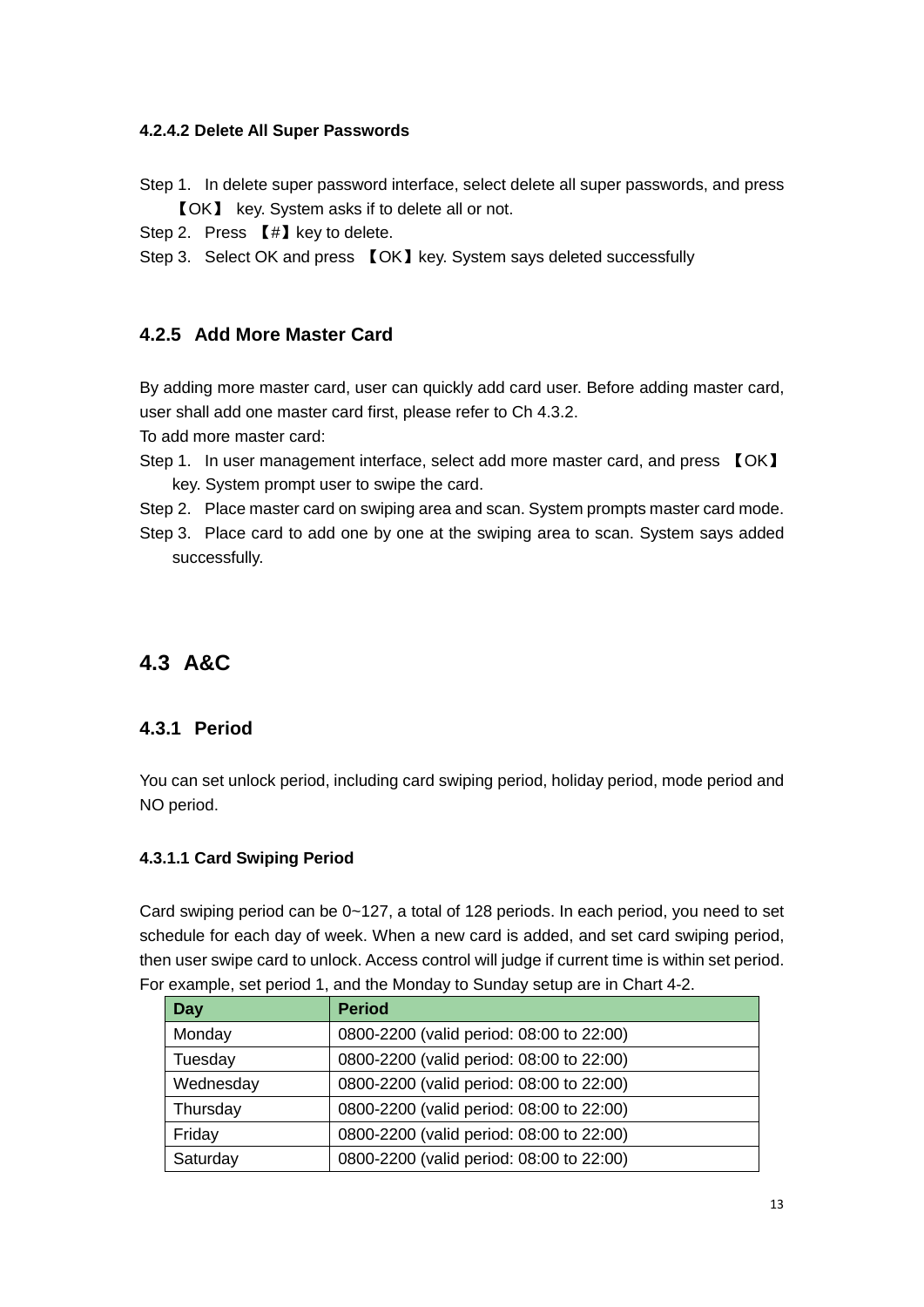#### 4.2.4.2 Delete All Super Passwords

Step 1. In delete super password interface, select delete all super passwords, and press 【OK】 key. System asks if to delete all or not.

Step 2. Press 【#】key to delete.

Step 3. Select OK and press 【OK】key. System says deleted successfully

### 4.2.5 Add More Master Card

By adding more master card, user can quickly add card user. Before adding master card, user shall add one master card first, please refer to Ch 4.3.2.

To add more master card:

Step 1. In user management interface, select add more master card, and press 【OK】 key. System prompt user to swipe the card.

Step 2. Place master card on swiping area and scan. System prompts master card mode.

Step 3. Place card to add one by one at the swiping area to scan. System says added successfully.

## 4.3 A&C

### 4.3.1 Period

You can set unlock period, including card swiping period, holiday period, mode period and NO period.

#### 4.3.1.1 Card Swiping Period

Card swiping period can be 0~127, a total of 128 periods. In each period, you need to set schedule for each day of week. When a new card is added, and set card swiping period, then user swipe card to unlock. Access control will judge if current time is within set period. For example, set period 1, and the Monday to Sunday setup are in Chart 4-2.

| Day | Period |
|---|---|
| Monday | 0800-2200 (valid period: 08:00 to 22:00) |
| Tuesday | 0800-2200 (valid period: 08:00 to 22:00) |
| Wednesday | 0800-2200 (valid period: 08:00 to 22:00) |
| Thursday | 0800-2200 (valid period: 08:00 to 22:00) |
| Friday | 0800-2200 (valid period: 08:00 to 22:00) |
| Saturday | 0800-2200 (valid period: 08:00 to 22:00) |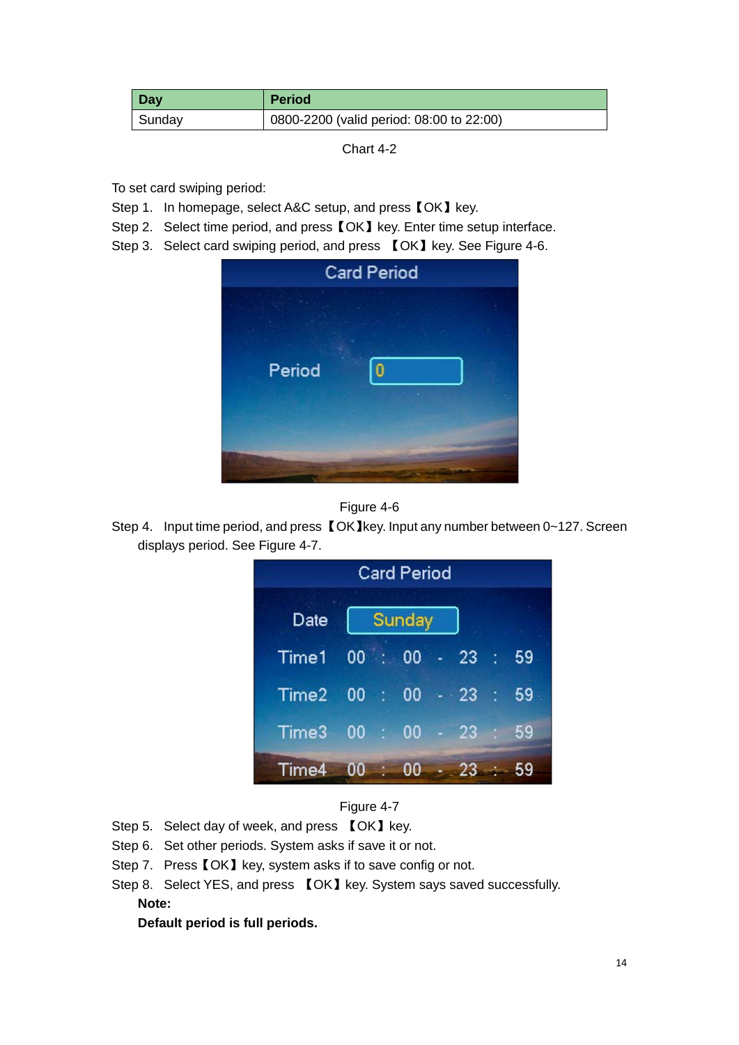| Day | Period |
| --- | --- |
| Sunday | 0800-2200 (valid period: 08:00 to 22:00) |

Chart 4-2

To set card swiping period:

Step 1. In homepage, select A&C setup, and press【OK】key.

Step 2. Select time period, and press【OK】key. Enter time setup interface.

Step 3. Select card swiping period, and press 【OK】key. See Figure 4-6.

Figure 4-6

Step 4. Input time period, and press【OK】key. Input any number between 0~127. Screen displays period. See Figure 4-7.

Figure 4-7

Step 5. Select day of week, and press 【OK】key.

Step 6. Set other periods. System asks if save it or not.

Step 7. Press【OK】key, system asks if to save config or not.

Step 8. Select YES, and press 【OK】key. System says saved successfully.

**Note:**

**Default period is full periods.**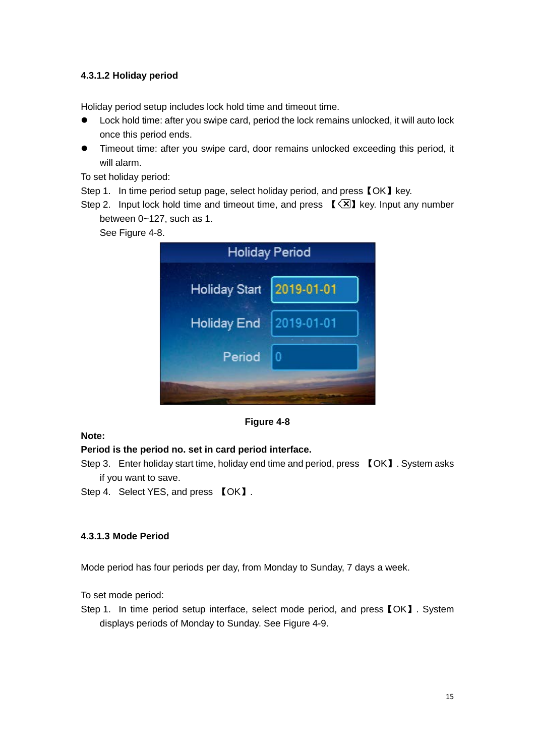#### 4.3.1.2 Holiday period

Holiday period setup includes lock hold time and timeout time.

- Lock hold time: after you swipe card, period the lock remains unlocked, it will auto lock once this period ends.
- Timeout time: after you swipe card, door remains unlocked exceeding this period, it will alarm.

To set holiday period:

Step 1. In time period setup page, select holiday period, and press【OK】key.

Step 2. Input lock hold time and timeout time, and press 【⌫】key. Input any number between 0~127, such as 1.

See Figure 4-8.

**Figure 4-8**

**Note:**

**Period is the period no. set in card period interface.**

Step 3. Enter holiday start time, holiday end time and period, press 【OK】. System asks if you want to save.

Step 4. Select YES, and press 【OK】.

#### 4.3.1.3 Mode Period

Mode period has four periods per day, from Monday to Sunday, 7 days a week.

To set mode period:

Step 1. In time period setup interface, select mode period, and press【OK】. System displays periods of Monday to Sunday. See Figure 4-9.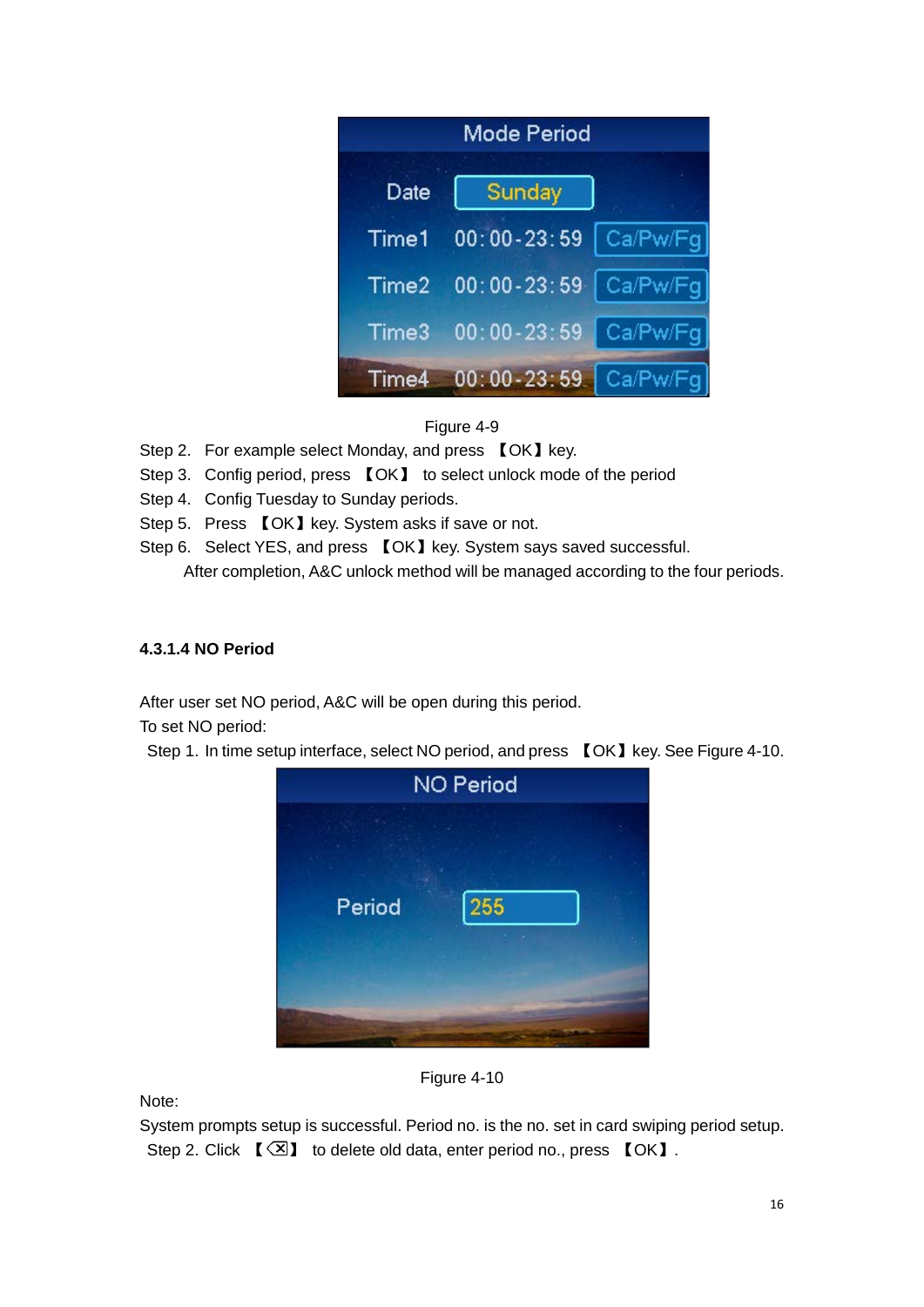Figure 4-9

Step 2. For example select Monday, and press 【OK】key.

Step 3. Config period, press 【OK】 to select unlock mode of the period

Step 4. Config Tuesday to Sunday periods.

Step 5. Press 【OK】key. System asks if save or not.

Step 6. Select YES, and press 【OK】key. System says saved successful.

After completion, A&C unlock method will be managed according to the four periods.

#### 4.3.1.4 NO Period

After user set NO period, A&C will be open during this period.

To set NO period:

Step 1. In time setup interface, select NO period, and press 【OK】key. See Figure 4-10.

Figure 4-10

Note:

System prompts setup is successful. Period no. is the no. set in card swiping period setup.

Step 2. Click 【⌫】 to delete old data, enter period no., press 【OK】.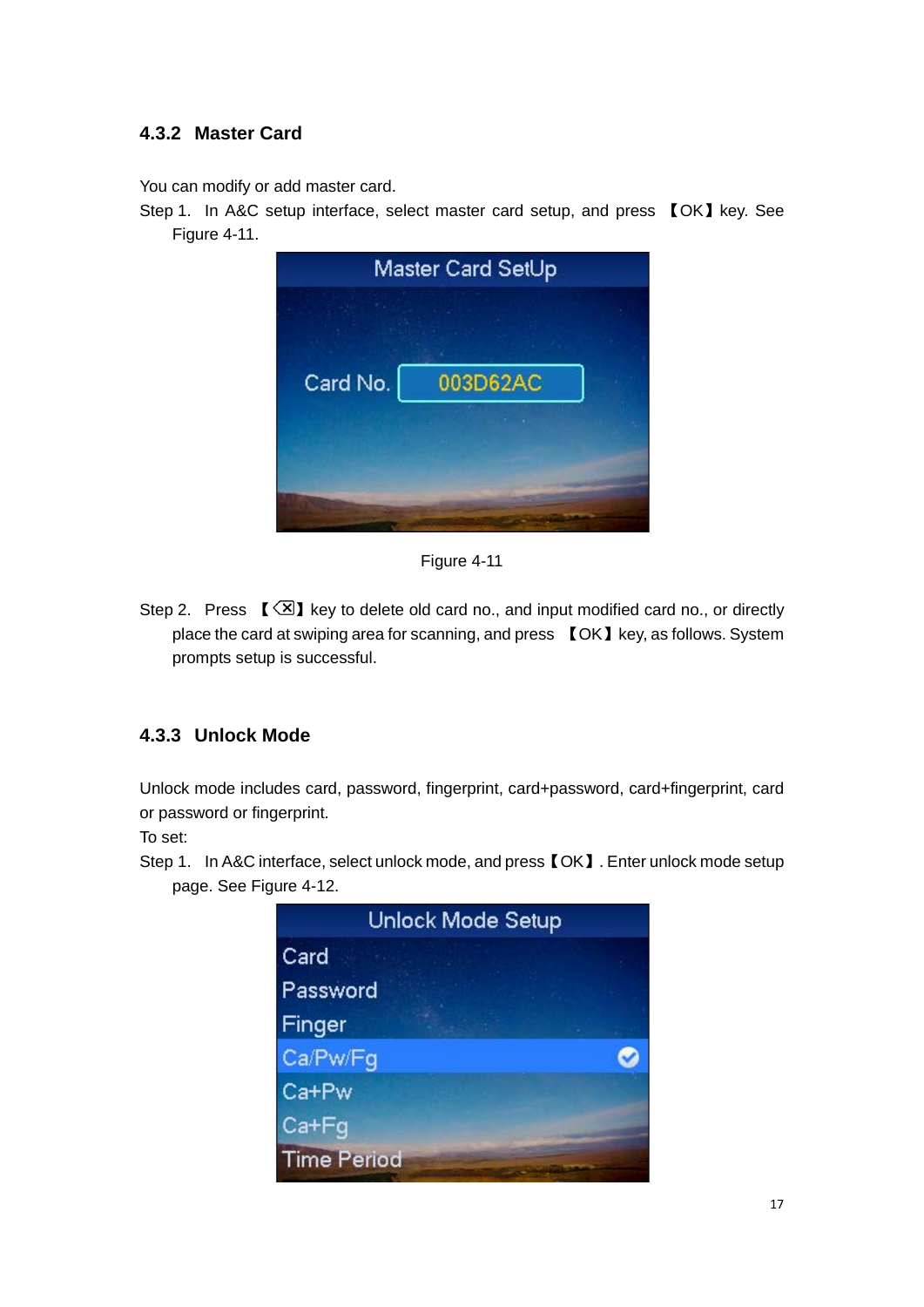### 4.3.2 Master Card

You can modify or add master card.

Step 1. In A&C setup interface, select master card setup, and press 【OK】key. See Figure 4-11.

Figure 4-11

Step 2. Press 【⌫】key to delete old card no., and input modified card no., or directly place the card at swiping area for scanning, and press 【OK】key, as follows. System prompts setup is successful.

### 4.3.3 Unlock Mode

Unlock mode includes card, password, fingerprint, card+password, card+fingerprint, card or password or fingerprint.

To set:

Step 1. In A&C interface, select unlock mode, and press【OK】. Enter unlock mode setup page. See Figure 4-12.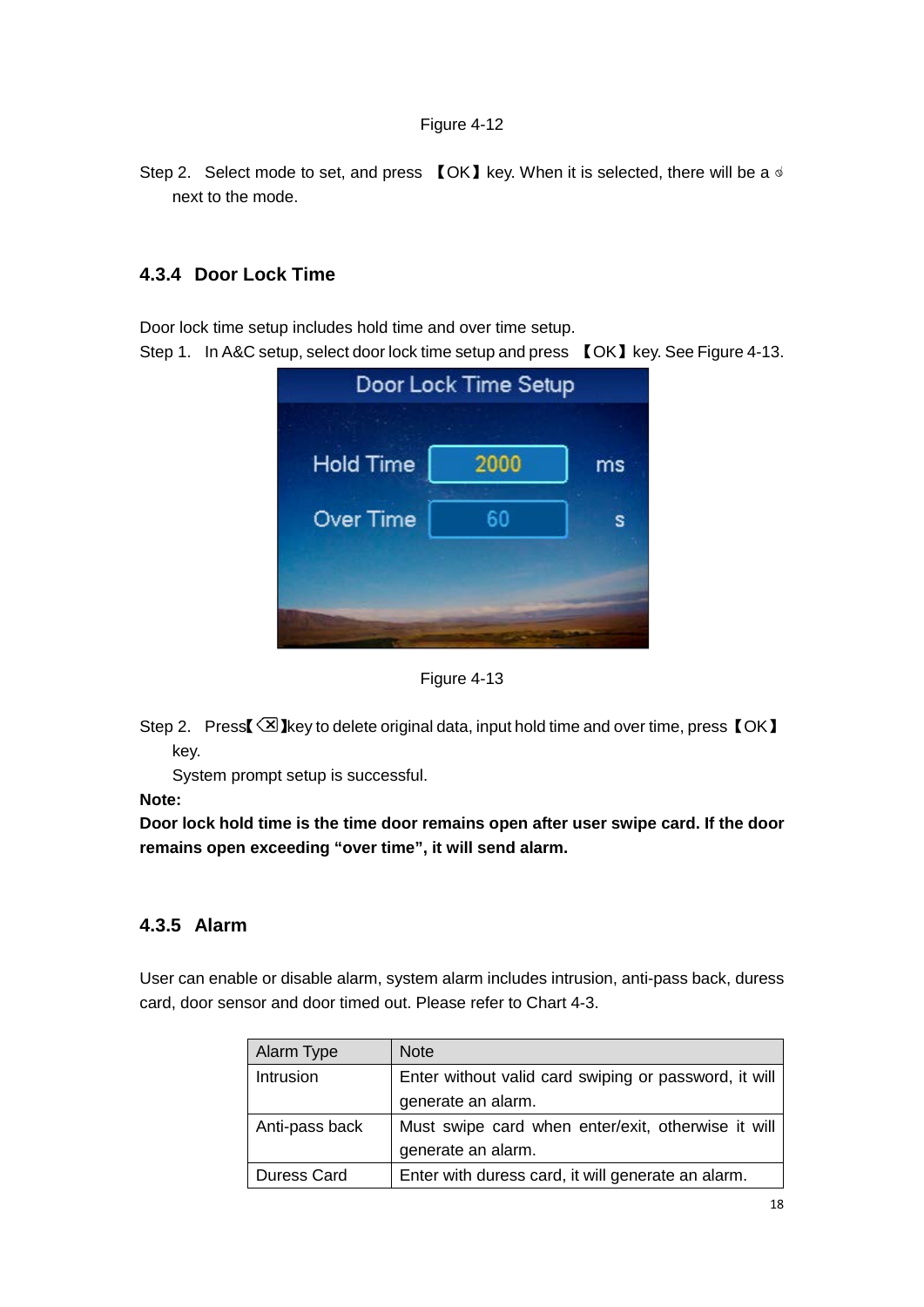Figure 4-12

Step 2. Select mode to set, and press 【OK】key. When it is selected, there will be a ✓ next to the mode.

### 4.3.4 Door Lock Time

Door lock time setup includes hold time and over time setup.

Step 1. In A&C setup, select door lock time setup and press 【OK】key. See Figure 4-13.

Figure 4-13

Step 2. Press【⌫】key to delete original data, input hold time and over time, press【OK】key.

System prompt setup is successful.

**Note:**

**Door lock hold time is the time door remains open after user swipe card. If the door remains open exceeding "over time", it will send alarm.**

### 4.3.5 Alarm

User can enable or disable alarm, system alarm includes intrusion, anti-pass back, duress card, door sensor and door timed out. Please refer to Chart 4-3.

| Alarm Type | Note |
|---|---|
| Intrusion | Enter without valid card swiping or password, it will generate an alarm. |
| Anti-pass back | Must swipe card when enter/exit, otherwise it will generate an alarm. |
| Duress Card | Enter with duress card, it will generate an alarm. |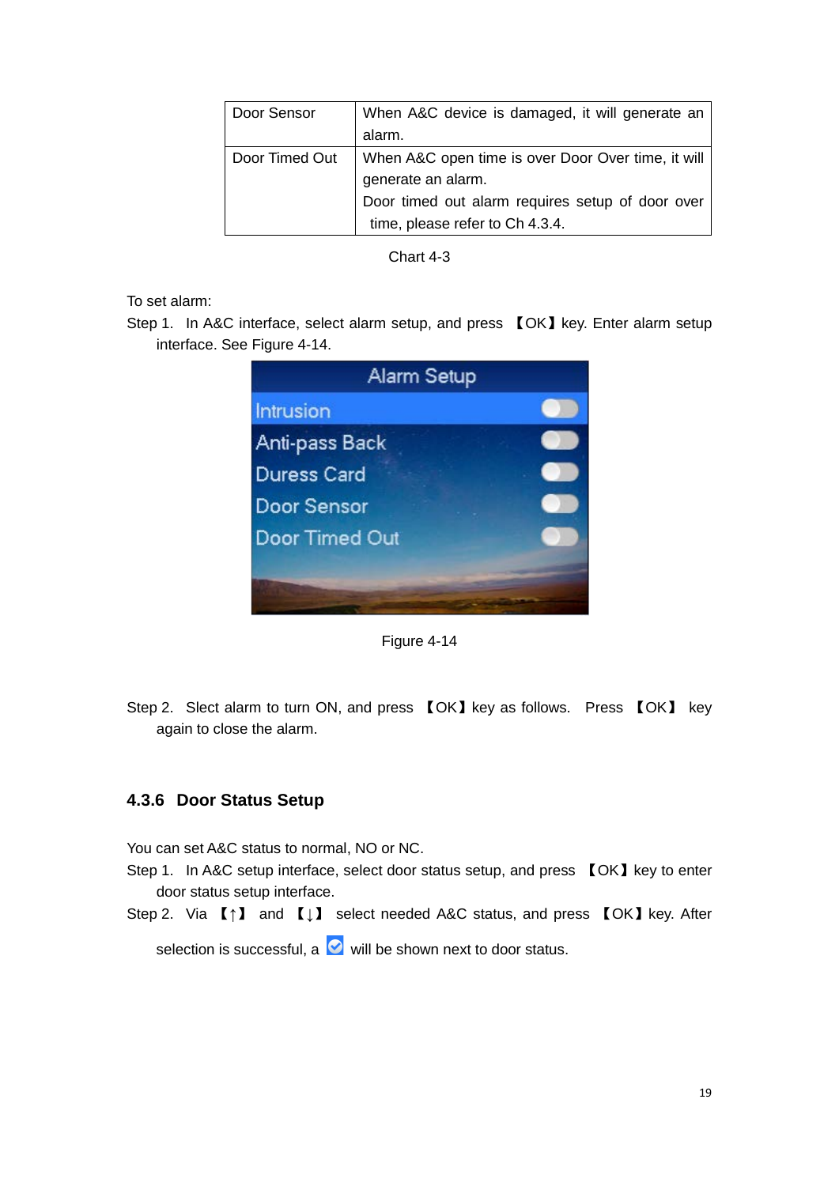| Door Sensor | When A&C device is damaged, it will generate an alarm. |
|---|---|
| Door Timed Out | When A&C open time is over Door Over time, it will generate an alarm.<br>Door timed out alarm requires setup of door over time, please refer to Ch 4.3.4. |

Chart 4-3

To set alarm:

Step 1. In A&C interface, select alarm setup, and press 【OK】key. Enter alarm setup interface. See Figure 4-14.

Figure 4-14

Step 2. Slect alarm to turn ON, and press 【OK】key as follows. Press 【OK】 key again to close the alarm.

### 4.3.6 Door Status Setup

You can set A&C status to normal, NO or NC.

Step 1. In A&C setup interface, select door status setup, and press 【OK】key to enter door status setup interface.

Step 2. Via 【↑】 and 【↓】 select needed A&C status, and press 【OK】key. After selection is successful, a ☑ will be shown next to door status.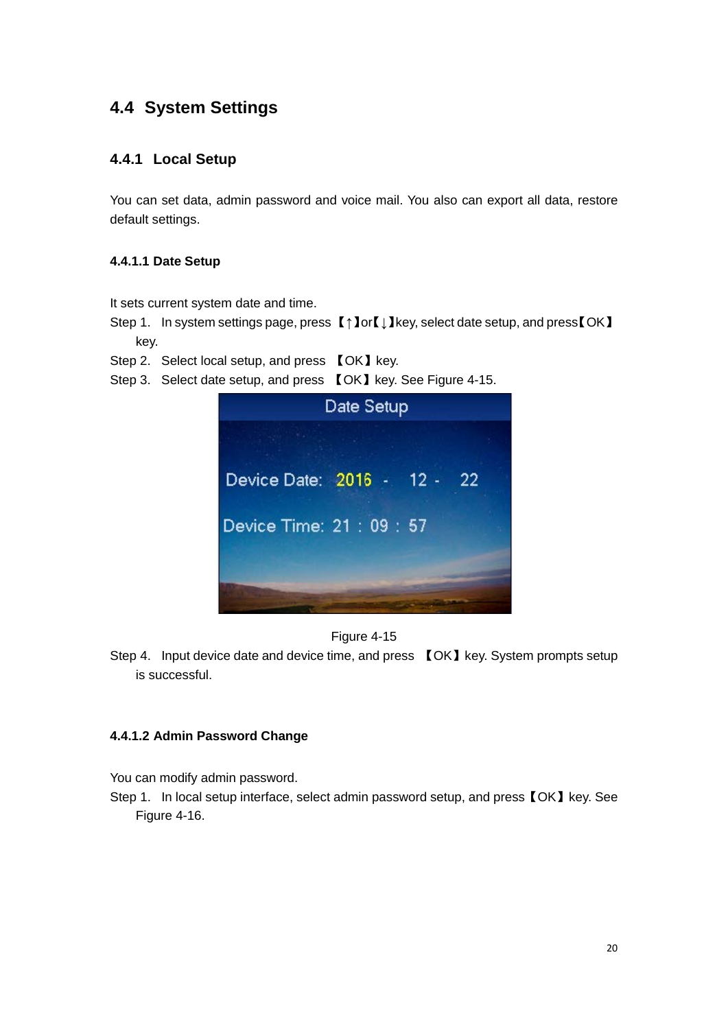## 4.4 System Settings

### 4.4.1 Local Setup

You can set data, admin password and voice mail. You also can export all data, restore default settings.

#### 4.4.1.1 Date Setup

It sets current system date and time.

Step 1. In system settings page, press 【↑】or【↓】key, select date setup, and press【OK】key.

Step 2. Select local setup, and press 【OK】key.

Step 3. Select date setup, and press 【OK】key. See Figure 4-15.

Figure 4-15

Step 4. Input device date and device time, and press 【OK】key. System prompts setup is successful.

#### 4.4.1.2 Admin Password Change

You can modify admin password.

Step 1. In local setup interface, select admin password setup, and press【OK】key. See Figure 4-16.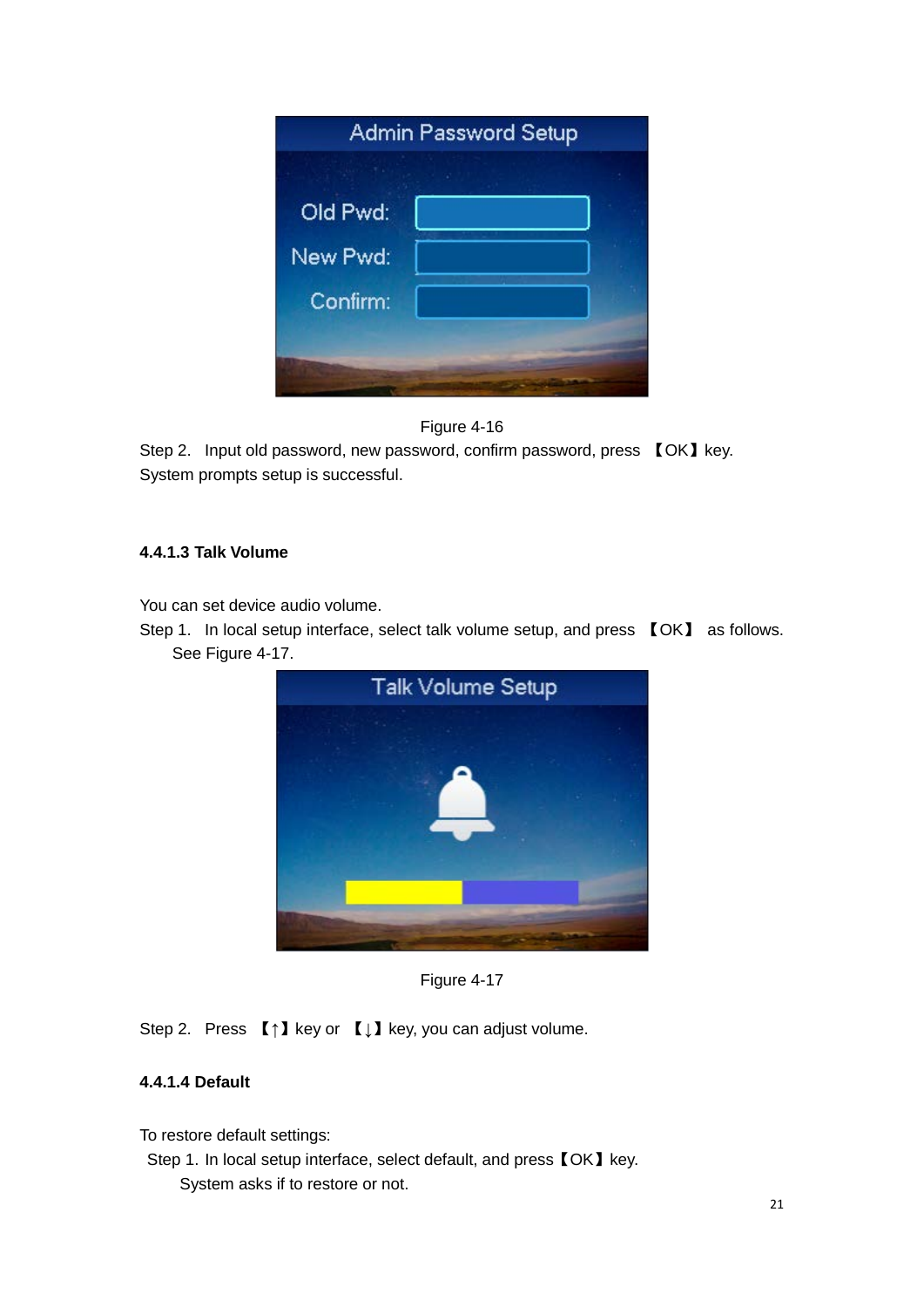Figure 4-16

Step 2. Input old password, new password, confirm password, press 【OK】 key. System prompts setup is successful.

#### 4.4.1.3 Talk Volume

You can set device audio volume.

Step 1. In local setup interface, select talk volume setup, and press 【OK】 as follows. See Figure 4-17.

Figure 4-17

Step 2. Press 【↑】 key or 【↓】 key, you can adjust volume.

#### 4.4.1.4 Default

To restore default settings:

Step 1. In local setup interface, select default, and press【OK】key. System asks if to restore or not.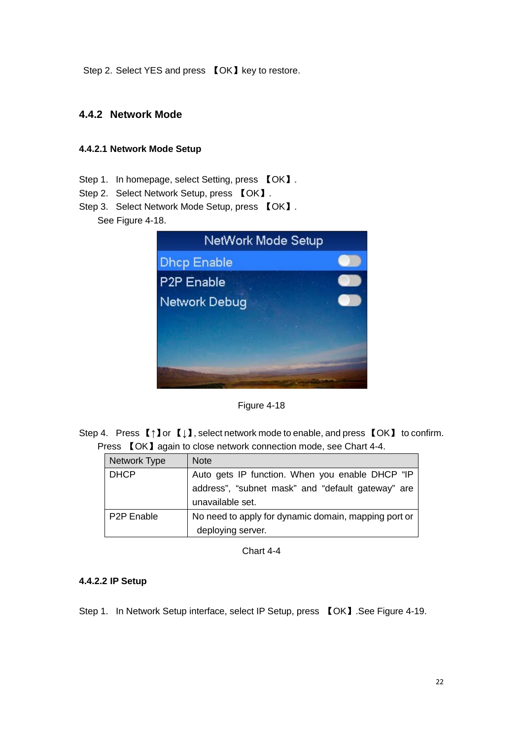Step 2. Select YES and press 【OK】key to restore.

### 4.4.2 Network Mode

#### 4.4.2.1 Network Mode Setup

Step 1. In homepage, select Setting, press 【OK】.

Step 2. Select Network Setup, press 【OK】.

Step 3. Select Network Mode Setup, press 【OK】.

See Figure 4-18.

Figure 4-18

Step 4. Press【↑】or【↓】, select network mode to enable, and press【OK】 to confirm. Press 【OK】again to close network connection mode, see Chart 4-4.

| Network Type | Note |
| --- | --- |
| DHCP | Auto gets IP function. When you enable DHCP “IP address”, “subnet mask” and “default gateway” are unavailable set. |
| P2P Enable | No need to apply for dynamic domain, mapping port or deploying server. |

Chart 4-4

#### 4.4.2.2 IP Setup

Step 1. In Network Setup interface, select IP Setup, press 【OK】.See Figure 4-19.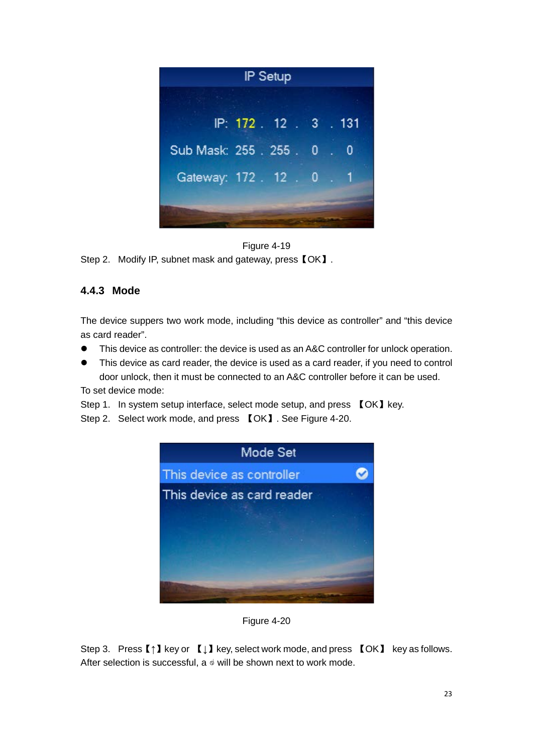Figure 4-19

Step 2. Modify IP, subnet mask and gateway, press【OK】.

### 4.4.3 Mode

The device suppers two work mode, including "this device as controller" and "this device as card reader".

- This device as controller: the device is used as an A&C controller for unlock operation.
- This device as card reader, the device is used as a card reader, if you need to control door unlock, then it must be connected to an A&C controller before it can be used.

To set device mode:

Step 1. In system setup interface, select mode setup, and press 【OK】key.

Step 2. Select work mode, and press 【OK】. See Figure 4-20.

Figure 4-20

Step 3. Press【↑】key or 【↓】key, select work mode, and press 【OK】 key as follows. After selection is successful, a ✓ will be shown next to work mode.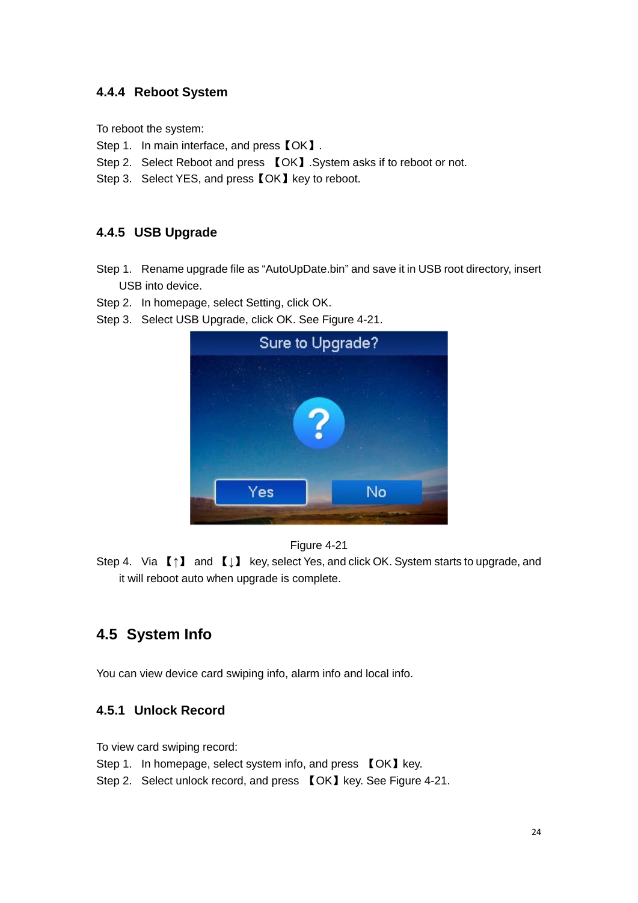### 4.4.4 Reboot System

To reboot the system:

Step 1. In main interface, and press【OK】.

Step 2. Select Reboot and press 【OK】.System asks if to reboot or not.

Step 3. Select YES, and press【OK】key to reboot.

### 4.4.5 USB Upgrade

Step 1. Rename upgrade file as "AutoUpDate.bin" and save it in USB root directory, insert USB into device.

Step 2. In homepage, select Setting, click OK.

Step 3. Select USB Upgrade, click OK. See Figure 4-21.

Figure 4-21

Step 4. Via 【↑】 and 【↓】 key, select Yes, and click OK. System starts to upgrade, and it will reboot auto when upgrade is complete.

## 4.5 System Info

You can view device card swiping info, alarm info and local info.

### 4.5.1 Unlock Record

To view card swiping record:

Step 1. In homepage, select system info, and press 【OK】key.

Step 2. Select unlock record, and press 【OK】key. See Figure 4-21.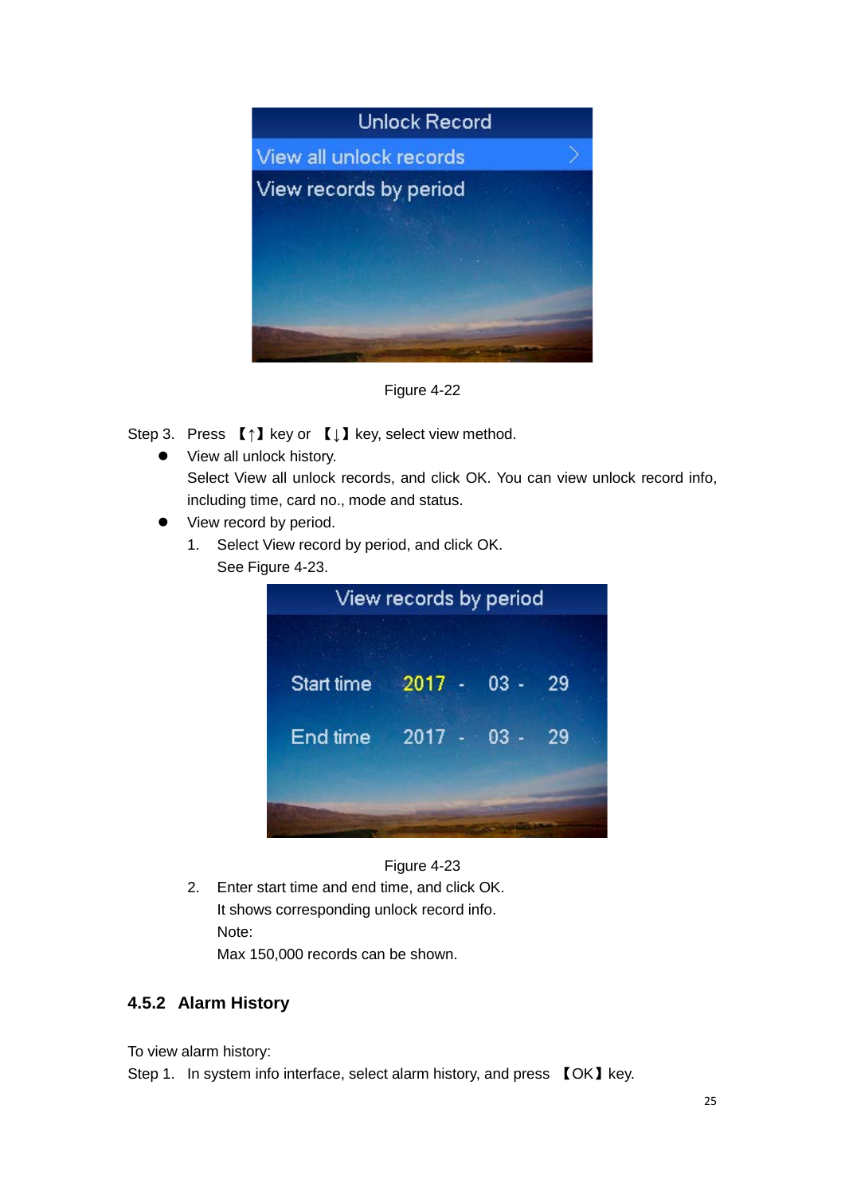Figure 4-22

Step 3. Press 【↑】 key or 【↓】 key, select view method.

- View all unlock history.

  Select View all unlock records, and click OK. You can view unlock record info, including time, card no., mode and status.

- View record by period.

  1. Select View record by period, and click OK.

     See Figure 4-23.

Figure 4-23

  2. Enter start time and end time, and click OK.

     It shows corresponding unlock record info.

     Note:

     Max 150,000 records can be shown.

### 4.5.2 Alarm History

To view alarm history:

Step 1. In system info interface, select alarm history, and press 【OK】 key.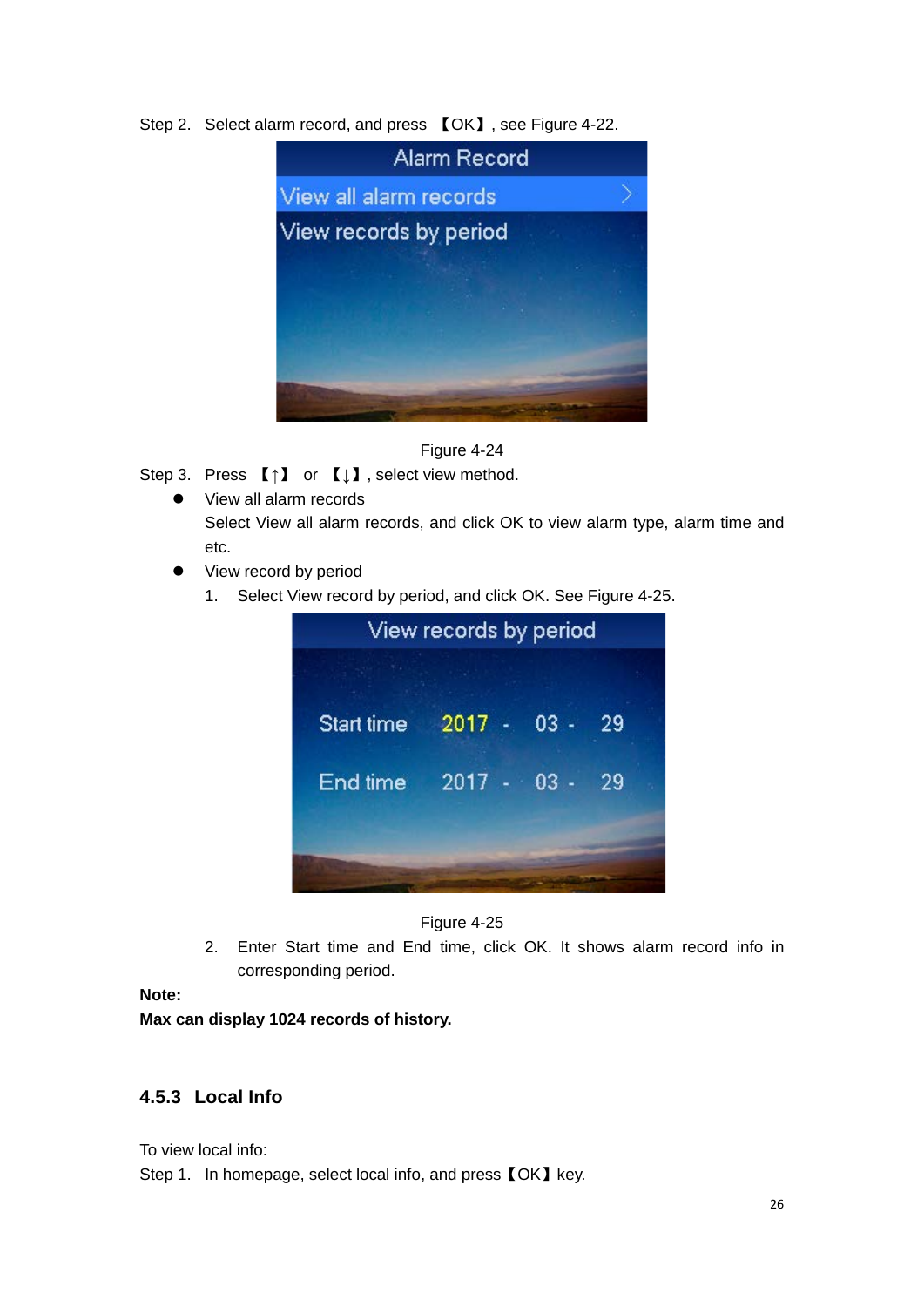Step 2. Select alarm record, and press 【OK】, see Figure 4-22.

Figure 4-24

Step 3. Press 【↑】 or 【↓】, select view method.

- View all alarm records
  
  Select View all alarm records, and click OK to view alarm type, alarm time and etc.

- View record by period
  1. Select View record by period, and click OK. See Figure 4-25.

Figure 4-25

  2. Enter Start time and End time, click OK. It shows alarm record info in corresponding period.

**Note:**

**Max can display 1024 records of history.**

### 4.5.3 Local Info

To view local info:

Step 1. In homepage, select local info, and press【OK】key.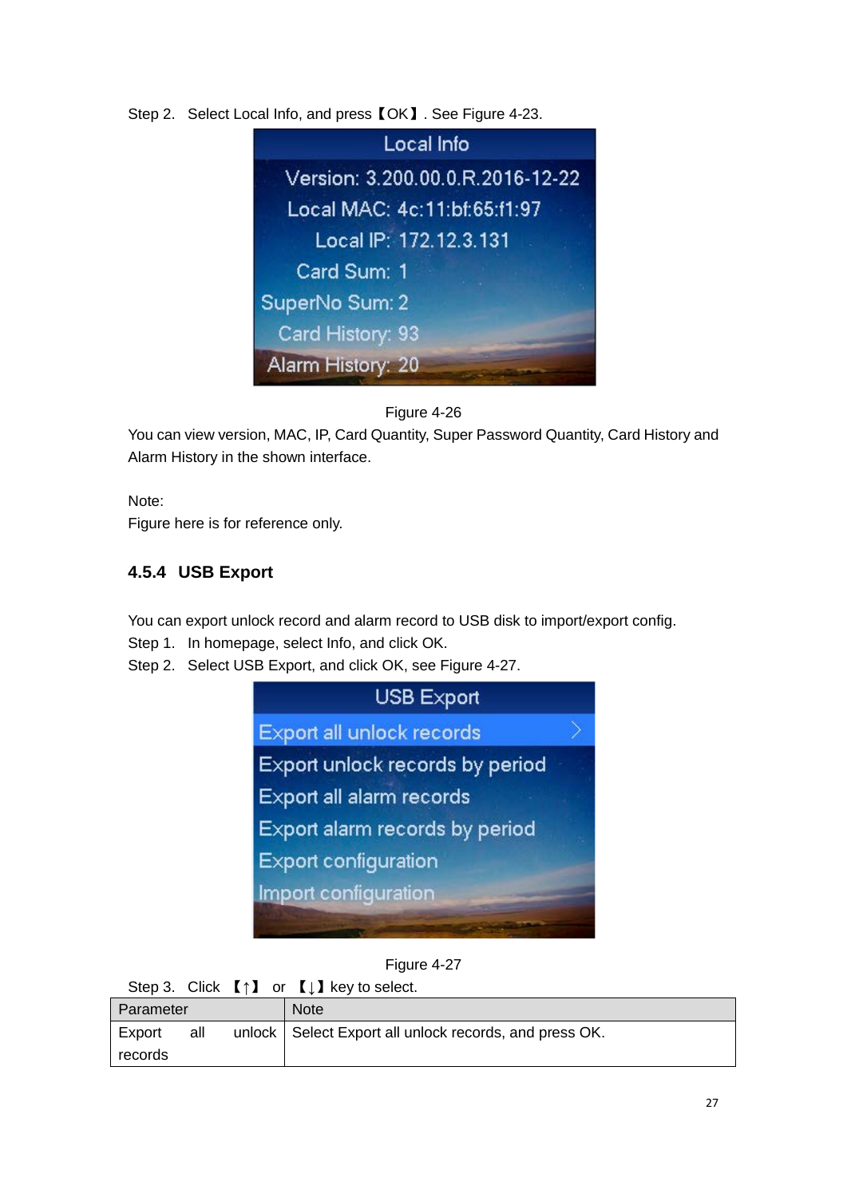Step 2. Select Local Info, and press【OK】. See Figure 4-23.

Figure 4-26

You can view version, MAC, IP, Card Quantity, Super Password Quantity, Card History and Alarm History in the shown interface.

Note:

Figure here is for reference only.

### 4.5.4 USB Export

You can export unlock record and alarm record to USB disk to import/export config.

Step 1. In homepage, select Info, and click OK.

Step 2. Select USB Export, and click OK, see Figure 4-27.

Figure 4-27

Step 3. Click 【↑】 or 【↓】key to select.

| Parameter | Note |
|---|---|
| Export all unlock records | Select Export all unlock records, and press OK. |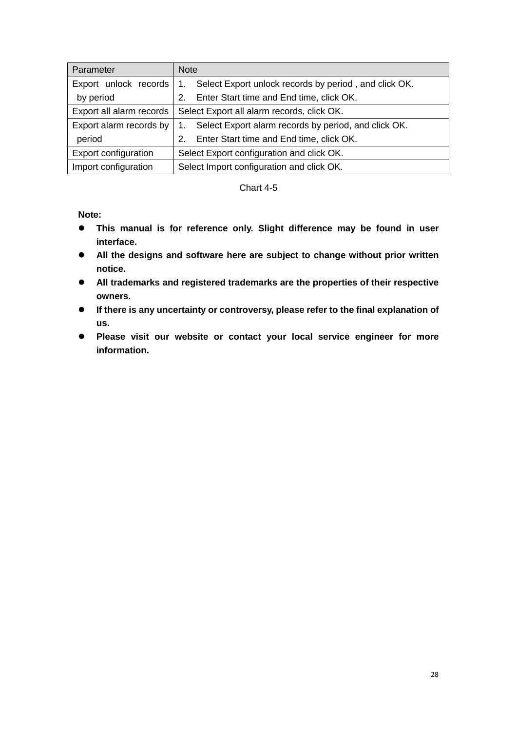| Parameter | Note |
| --- | --- |
| Export unlock records by period | 1. Select Export unlock records by period , and click OK.<br>2. Enter Start time and End time, click OK. |
| Export all alarm records | Select Export all alarm records, click OK. |
| Export alarm records by period | 1. Select Export alarm records by period, and click OK.<br>2. Enter Start time and End time, click OK. |
| Export configuration | Select Export configuration and click OK. |
| Import configuration | Select Import configuration and click OK. |

Chart 4-5

**Note:**

- **This manual is for reference only. Slight difference may be found in user interface.**
- **All the designs and software here are subject to change without prior written notice.**
- **All trademarks and registered trademarks are the properties of their respective owners.**
- **If there is any uncertainty or controversy, please refer to the final explanation of us.**
- **Please visit our website or contact your local service engineer for more information.**